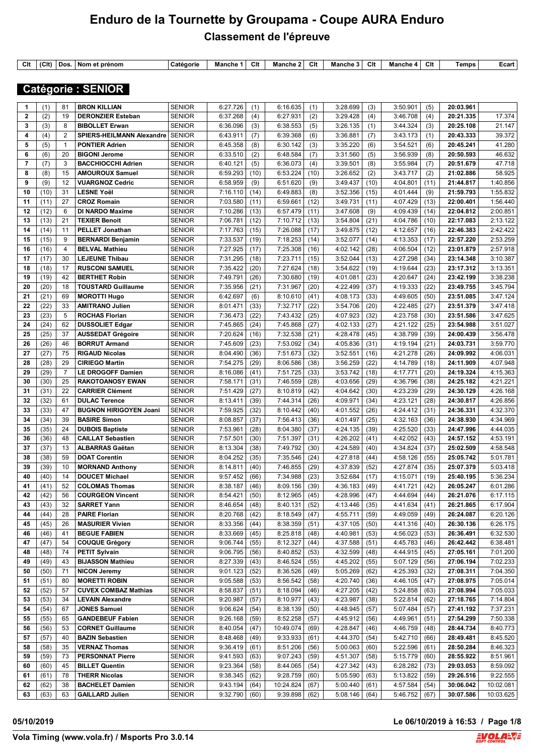# Enduro de la Tournette by Groupama - Coupe AURA Enduro

## Classement de l'épreuve

## Catégorie : SENIOR

| Clt | (Clt) | Dos. | Nom et prénom | Catégorie | Manche 1 | Clt | Manche 2 | Clt | Manche 3 | Clt | Manche 4 | Clt | Temps | Ecart |
|---|---|---|---|---|---|---|---|---|---|---|---|---|---|---|
| 1 | (1) | 81 | **BRON KILLIAN** | SENIOR | 6:27.726 | (1) | 6:16.635 | (1) | 3:28.699 | (3) | 3:50.901 | (5) | **20:03.961** | |
| 2 | (2) | 19 | **DERONZIER Esteban** | SENIOR | 6:37.268 | (4) | 6:27.931 | (2) | 3:29.428 | (4) | 3:46.708 | (4) | **20:21.335** | 17.374 |
| 3 | (3) | 8 | **BIBOLLET Erwan** | SENIOR | 6:36.096 | (3) | 6:38.553 | (5) | 3:26.135 | (1) | 3:44.324 | (3) | **20:25.108** | 21.147 |
| 4 | (4) | 2 | **SPIERS-HEILMANN Alexandre** | SENIOR | 6:43.911 | (7) | 6:39.368 | (6) | 3:36.881 | (7) | 3:43.173 | (1) | **20:43.333** | 39.372 |
| 5 | (5) | 1 | **PONTIER Adrien** | SENIOR | 6:45.358 | (8) | 6:30.142 | (3) | 3:35.220 | (6) | 3:54.521 | (6) | **20:45.241** | 41.280 |
| 6 | (6) | 20 | **BIGONI Jerome** | SENIOR | 6:33.510 | (2) | 6:48.584 | (7) | 3:31.560 | (5) | 3:56.939 | (8) | **20:50.593** | 46.632 |
| 7 | (7) | 3 | **BACCHIOCCHI Adrien** | SENIOR | 6:40.121 | (5) | 6:36.073 | (4) | 3:39.501 | (8) | 3:55.984 | (7) | **20:51.679** | 47.718 |
| 8 | (8) | 15 | **AMOUROUX Samuel** | SENIOR | 6:59.293 | (10) | 6:53.224 | (10) | 3:26.652 | (2) | 3:43.717 | (2) | **21:02.886** | 58.925 |
| 9 | (9) | 12 | **VUARGNOZ Cedric** | SENIOR | 6:58.959 | (9) | 6:51.620 | (9) | 3:49.437 | (10) | 4:04.801 | (11) | **21:44.817** | 1:40.856 |
| 10 | (10) | 31 | **LESNE Yoël** | SENIOR | 7:16.110 | (14) | 6:49.883 | (8) | 3:52.356 | (15) | 4:01.444 | (9) | **21:59.793** | 1:55.832 |
| 11 | (11) | 27 | **CROZ Romain** | SENIOR | 7:03.580 | (11) | 6:59.661 | (12) | 3:49.731 | (11) | 4:07.429 | (13) | **22:00.401** | 1:56.440 |
| 12 | (12) | 6 | **DI NARDO Maxime** | SENIOR | 7:10.286 | (13) | 6:57.479 | (11) | 3:47.608 | (9) | 4:09.439 | (14) | **22:04.812** | 2:00.851 |
| 13 | (13) | 21 | **TEXIER Benoit** | SENIOR | 7:06.781 | (12) | 7:10.712 | (13) | 3:54.804 | (21) | 4:04.786 | (10) | **22:17.083** | 2:13.122 |
| 14 | (14) | 11 | **PELLET Jonathan** | SENIOR | 7:17.763 | (15) | 7:26.088 | (17) | 3:49.875 | (12) | 4:12.657 | (16) | **22:46.383** | 2:42.422 |
| 15 | (15) | 9 | **BERNARDI Benjamin** | SENIOR | 7:33.537 | (19) | 7:18.253 | (14) | 3:52.077 | (14) | 4:13.353 | (17) | **22:57.220** | 2:53.259 |
| 16 | (16) | 4 | **BELVAL Mathieu** | SENIOR | 7:27.925 | (17) | 7:25.308 | (16) | 4:02.142 | (28) | 4:06.504 | (12) | **23:01.879** | 2:57.918 |
| 17 | (17) | 30 | **LEJEUNE Thibau** | SENIOR | 7:31.295 | (18) | 7:23.711 | (15) | 3:52.044 | (13) | 4:27.298 | (34) | **23:14.348** | 3:10.387 |
| 18 | (18) | 17 | **RUSCONI SAMUEL** | SENIOR | 7:35.422 | (20) | 7:27.624 | (18) | 3:54.622 | (19) | 4:19.644 | (23) | **23:17.312** | 3:13.351 |
| 19 | (19) | 42 | **BERTHET Robin** | SENIOR | 7:49.791 | (26) | 7:30.680 | (19) | 4:01.081 | (23) | 4:20.647 | (24) | **23:42.199** | 3:38.238 |
| 20 | (20) | 18 | **TOUSTARD Guillaume** | SENIOR | 7:35.956 | (21) | 7:31.967 | (20) | 4:22.499 | (37) | 4:19.333 | (22) | **23:49.755** | 3:45.794 |
| 21 | (21) | 69 | **MOROTTI Hugo** | SENIOR | 6:42.697 | (6) | 8:10.610 | (41) | 4:08.173 | (33) | 4:49.605 | (50) | **23:51.085** | 3:47.124 |
| 22 | (22) | 33 | **AMITRANO Julien** | SENIOR | 8:01.471 | (33) | 7:32.717 | (22) | 3:54.706 | (20) | 4:22.485 | (27) | **23:51.379** | 3:47.418 |
| 23 | (23) | 5 | **ROCHAS Florian** | SENIOR | 7:36.473 | (22) | 7:43.432 | (25) | 4:07.923 | (32) | 4:23.758 | (30) | **23:51.586** | 3:47.625 |
| 24 | (24) | 62 | **DUSSOLIET Edgar** | SENIOR | 7:45.865 | (24) | 7:45.868 | (27) | 4:02.133 | (27) | 4:21.122 | (25) | **23:54.988** | 3:51.027 |
| 25 | (25) | 37 | **AUSSEDAT Grégoire** | SENIOR | 7:20.624 | (16) | 7:32.538 | (21) | 4:28.478 | (45) | 4:38.799 | (39) | **24:00.439** | 3:56.478 |
| 26 | (26) | 46 | **BORRUT Armand** | SENIOR | 7:45.609 | (23) | 7:53.092 | (34) | 4:05.836 | (31) | 4:19.194 | (21) | **24:03.731** | 3:59.770 |
| 27 | (27) | 75 | **RIGAUD Nicolas** | SENIOR | 8:04.490 | (36) | 7:51.673 | (32) | 3:52.551 | (16) | 4:21.278 | (26) | **24:09.992** | 4:06.031 |
| 28 | (28) | 29 | **CIRIEGO Martin** | SENIOR | 7:54.275 | (29) | 8:06.586 | (38) | 3:56.259 | (22) | 4:14.789 | (18) | **24:11.909** | 4:07.948 |
| 29 | (29) | 7 | **LE DROGOFF Damien** | SENIOR | 8:16.086 | (41) | 7:51.725 | (33) | 3:53.742 | (18) | 4:17.771 | (20) | **24:19.324** | 4:15.363 |
| 30 | (30) | 25 | **RAKOTOANOSY EWAN** | SENIOR | 7:58.171 | (31) | 7:46.559 | (28) | 4:03.656 | (29) | 4:36.796 | (38) | **24:25.182** | 4:21.221 |
| 31 | (31) | 22 | **CARRIER Clément** | SENIOR | 7:51.429 | (27) | 8:10.819 | (42) | 4:04.642 | (30) | 4:23.239 | (29) | **24:30.129** | 4:26.168 |
| 32 | (32) | 61 | **DULAC Terence** | SENIOR | 8:13.411 | (39) | 7:44.314 | (26) | 4:09.971 | (34) | 4:23.121 | (28) | **24:30.817** | 4:26.856 |
| 33 | (33) | 47 | **BUGNON HIRIGOYEN Joani** | SENIOR | 7:59.925 | (32) | 8:10.442 | (40) | 4:01.552 | (26) | 4:24.412 | (31) | **24:36.331** | 4:32.370 |
| 34 | (34) | 39 | **BASIRE Simon** | SENIOR | 8:08.857 | (37) | 7:56.413 | (36) | 4:01.497 | (25) | 4:32.163 | (36) | **24:38.930** | 4:34.969 |
| 35 | (35) | 24 | **DUBOIS Baptiste** | SENIOR | 7:53.961 | (28) | 8:04.380 | (37) | 4:24.135 | (39) | 4:25.520 | (33) | **24:47.996** | 4:44.035 |
| 36 | (36) | 48 | **CAILLAT Sebastien** | SENIOR | 7:57.501 | (30) | 7:51.397 | (31) | 4:26.202 | (41) | 4:42.052 | (43) | **24:57.152** | 4:53.191 |
| 37 | (37) | 13 | **ALBARRAS Gaëtan** | SENIOR | 8:13.304 | (38) | 7:49.792 | (30) | 4:24.589 | (40) | 4:34.824 | (37) | **25:02.509** | 4:58.548 |
| 38 | (38) | 59 | **DOAT Corentin** | SENIOR | 8:04.252 | (35) | 7:35.546 | (24) | 4:27.818 | (44) | 4:58.126 | (55) | **25:05.742** | 5:01.781 |
| 39 | (39) | 10 | **MORNAND Anthony** | SENIOR | 8:14.811 | (40) | 7:46.855 | (29) | 4:37.839 | (52) | 4:27.874 | (35) | **25:07.379** | 5:03.418 |
| 40 | (40) | 14 | **DOUCET Michael** | SENIOR | 9:57.452 | (66) | 7:34.988 | (23) | 3:52.684 | (17) | 4:15.071 | (19) | **25:40.195** | 5:36.234 |
| 41 | (41) | 52 | **COLOMAS Thomas** | SENIOR | 8:38.187 | (46) | 8:09.156 | (39) | 4:36.183 | (49) | 4:41.721 | (42) | **26:05.247** | 6:01.286 |
| 42 | (42) | 56 | **COURGEON Vincent** | SENIOR | 8:54.421 | (50) | 8:12.965 | (45) | 4:28.996 | (47) | 4:44.694 | (44) | **26:21.076** | 6:17.115 |
| 43 | (43) | 32 | **SARRET Yann** | SENIOR | 8:46.654 | (48) | 8:40.131 | (52) | 4:13.446 | (35) | 4:41.634 | (41) | **26:21.865** | 6:17.904 |
| 44 | (44) | 28 | **PAIRE Florian** | SENIOR | 8:20.768 | (42) | 8:18.549 | (47) | 4:55.711 | (59) | 4:49.059 | (49) | **26:24.087** | 6:20.126 |
| 45 | (45) | 26 | **MASURIER Vivien** | SENIOR | 8:33.356 | (44) | 8:38.359 | (51) | 4:37.105 | (50) | 4:41.316 | (40) | **26:30.136** | 6:26.175 |
| 46 | (46) | 41 | **BEGUE FABIEN** | SENIOR | 8:33.669 | (45) | 8:25.818 | (48) | 4:40.981 | (53) | 4:56.023 | (53) | **26:36.491** | 6:32.530 |
| 47 | (47) | 54 | **COUQUE Grégory** | SENIOR | 9:06.744 | (55) | 8:12.327 | (44) | 4:37.588 | (51) | 4:45.783 | (46) | **26:42.442** | 6:38.481 |
| 48 | (48) | 74 | **PETIT Sylvain** | SENIOR | 9:06.795 | (56) | 8:40.852 | (53) | 4:32.599 | (48) | 4:44.915 | (45) | **27:05.161** | 7:01.200 |
| 49 | (49) | 43 | **BIJASSON Mathieu** | SENIOR | 8:27.339 | (43) | 8:46.524 | (55) | 4:45.202 | (55) | 5:07.129 | (56) | **27:06.194** | 7:02.233 |
| 50 | (50) | 71 | **NICON Jeremy** | SENIOR | 9:01.123 | (52) | 8:36.526 | (49) | 5:05.269 | (62) | 4:25.393 | (32) | **27:08.311** | 7:04.350 |
| 51 | (51) | 80 | **MORETTI ROBIN** | SENIOR | 9:05.588 | (53) | 8:56.542 | (58) | 4:20.740 | (36) | 4:46.105 | (47) | **27:08.975** | 7:05.014 |
| 52 | (52) | 57 | **CUVEX COMBAZ Mathias** | SENIOR | 8:58.837 | (51) | 8:18.094 | (46) | 4:27.205 | (42) | 5:24.858 | (63) | **27:08.994** | 7:05.033 |
| 53 | (53) | 34 | **LEVAIN Alexandre** | SENIOR | 9:20.987 | (57) | 8:10.977 | (43) | 4:23.987 | (38) | 5:22.814 | (62) | **27:18.765** | 7:14.804 |
| 54 | (54) | 67 | **JONES Samuel** | SENIOR | 9:06.624 | (54) | 8:38.139 | (50) | 4:48.945 | (57) | 5:07.484 | (57) | **27:41.192** | 7:37.231 |
| 55 | (55) | 65 | **GANDEBEUF Fabien** | SENIOR | 9:26.168 | (59) | 8:52.258 | (57) | 4:45.912 | (56) | 4:49.961 | (51) | **27:54.299** | 7:50.338 |
| 56 | (56) | 53 | **CORNET Guillaume** | SENIOR | 8:40.054 | (47) | 10:49.074 | (69) | 4:28.847 | (46) | 4:46.759 | (48) | **28:44.734** | 8:40.773 |
| 57 | (57) | 40 | **BAZIN Sebastien** | SENIOR | 8:48.468 | (49) | 9:33.933 | (61) | 4:44.370 | (54) | 5:42.710 | (66) | **28:49.481** | 8:45.520 |
| 58 | (58) | 35 | **VERNAZ Thomas** | SENIOR | 9:36.419 | (61) | 8:51.206 | (56) | 5:00.063 | (60) | 5:22.596 | (61) | **28:50.284** | 8:46.323 |
| 59 | (59) | 73 | **PERSONNAT Pierre** | SENIOR | 9:41.593 | (63) | 9:07.243 | (59) | 4:51.307 | (58) | 5:15.779 | (60) | **28:55.922** | 8:51.961 |
| 60 | (60) | 45 | **BILLET Quentin** | SENIOR | 9:23.364 | (58) | 8:44.065 | (54) | 4:27.342 | (43) | 6:28.282 | (73) | **29:03.053** | 8:59.092 |
| 61 | (61) | 78 | **THERR Nicolas** | SENIOR | 9:38.345 | (62) | 9:28.759 | (60) | 5:05.590 | (63) | 5:13.822 | (59) | **29:26.516** | 9:22.555 |
| 62 | (62) | 38 | **BACHELET Damien** | SENIOR | 9:43.194 | (64) | 10:24.824 | (67) | 5:00.440 | (61) | 4:57.584 | (54) | **30:06.042** | 10:02.081 |
| 63 | (63) | 63 | **GAILLARD Julien** | SENIOR | 9:32.790 | (60) | 9:39.898 | (62) | 5:08.146 | (64) | 5:46.752 | (67) | **30:07.586** | 10:03.625 |

**05/10/2019** **Le 06/10/2019 à 16:53**

**Vola Timing (www.vola.fr) / Msports Pro 3.0.14**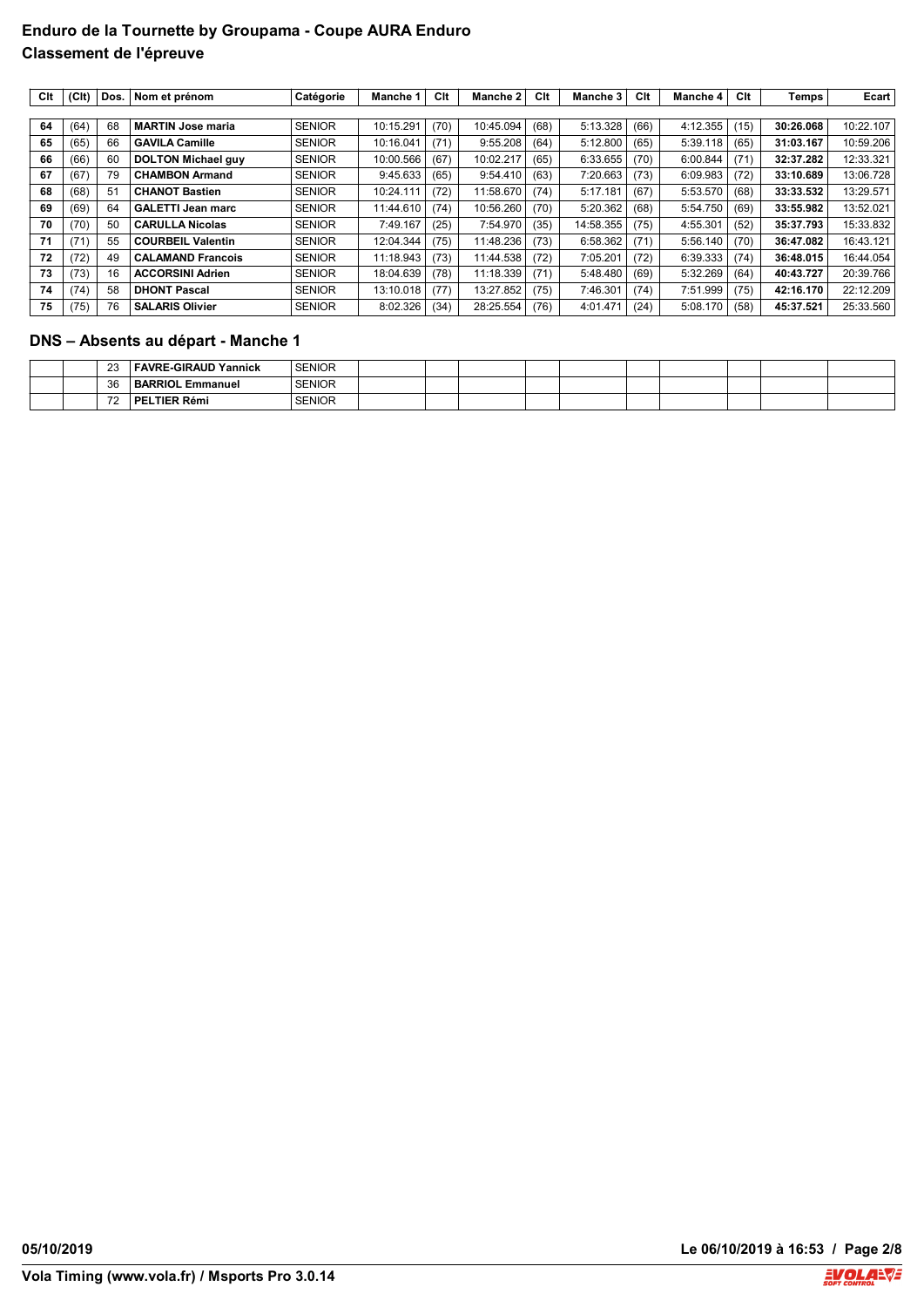# Enduro de la Tournette by Groupama - Coupe AURA Enduro

## Classement de l'épreuve

| Clt | (Clt) | Dos. | Nom et prénom | Catégorie | Manche 1 | Clt | Manche 2 | Clt | Manche 3 | Clt | Manche 4 | Clt | Temps | Ecart |
|---|---|---|---|---|---|---|---|---|---|---|---|---|---|---|
| **64** | (64) | 68 | **MARTIN Jose maria** | SENIOR | 10:15.291 | (70) | 10:45.094 | (68) | 5:13.328 | (66) | 4:12.355 | (15) | **30:26.068** | 10:22.107 |
| **65** | (65) | 66 | **GAVILA Camille** | SENIOR | 10:16.041 | (71) | 9:55.208 | (64) | 5:12.800 | (65) | 5:39.118 | (65) | **31:03.167** | 10:59.206 |
| **66** | (66) | 60 | **DOLTON Michael guy** | SENIOR | 10:00.566 | (67) | 10:02.217 | (65) | 6:33.655 | (70) | 6:00.844 | (71) | **32:37.282** | 12:33.321 |
| **67** | (67) | 79 | **CHAMBON Armand** | SENIOR | 9:45.633 | (65) | 9:54.410 | (63) | 7:20.663 | (73) | 6:09.983 | (72) | **33:10.689** | 13:06.728 |
| **68** | (68) | 51 | **CHANOT Bastien** | SENIOR | 10:24.111 | (72) | 11:58.670 | (74) | 5:17.181 | (67) | 5:53.570 | (68) | **33:33.532** | 13:29.571 |
| **69** | (69) | 64 | **GALETTI Jean marc** | SENIOR | 11:44.610 | (74) | 10:56.260 | (70) | 5:20.362 | (68) | 5:54.750 | (69) | **33:55.982** | 13:52.021 |
| **70** | (70) | 50 | **CARULLA Nicolas** | SENIOR | 7:49.167 | (25) | 7:54.970 | (35) | 14:58.355 | (75) | 4:55.301 | (52) | **35:37.793** | 15:33.832 |
| **71** | (71) | 55 | **COURBEIL Valentin** | SENIOR | 12:04.344 | (75) | 11:48.236 | (73) | 6:58.362 | (71) | 5:56.140 | (70) | **36:47.082** | 16:43.121 |
| **72** | (72) | 49 | **CALAMAND Francois** | SENIOR | 11:18.943 | (73) | 11:44.538 | (72) | 7:05.201 | (72) | 6:39.333 | (74) | **36:48.015** | 16:44.054 |
| **73** | (73) | 16 | **ACCORSINI Adrien** | SENIOR | 18:04.639 | (78) | 11:18.339 | (71) | 5:48.480 | (69) | 5:32.269 | (64) | **40:43.727** | 20:39.766 |
| **74** | (74) | 58 | **DHONT Pascal** | SENIOR | 13:10.018 | (77) | 13:27.852 | (75) | 7:46.301 | (74) | 7:51.999 | (75) | **42:16.170** | 22:12.209 |
| **75** | (75) | 76 | **SALARIS Olivier** | SENIOR | 8:02.326 | (34) | 28:25.554 | (76) | 4:01.471 | (24) | 5:08.170 | (58) | **45:37.521** | 25:33.560 |

## DNS – Absents au départ - Manche 1

| Clt | (Clt) | Dos. | Nom et prénom | Catégorie | Manche 1 | Clt | Manche 2 | Clt | Manche 3 | Clt | Manche 4 | Clt | Temps | Ecart |
|---|---|---|---|---|---|---|---|---|---|---|---|---|---|---|
| | | 23 | **FAVRE-GIRAUD Yannick** | SENIOR | | | | | | | | | | |
| | | 36 | **BARRIOL Emmanuel** | SENIOR | | | | | | | | | | |
| | | 72 | **PELTIER Rémi** | SENIOR | | | | | | | | | | |

**05/10/2019** **Le 06/10/2019 à 16:53**

**Vola Timing (www.vola.fr) / Msports Pro 3.0.14**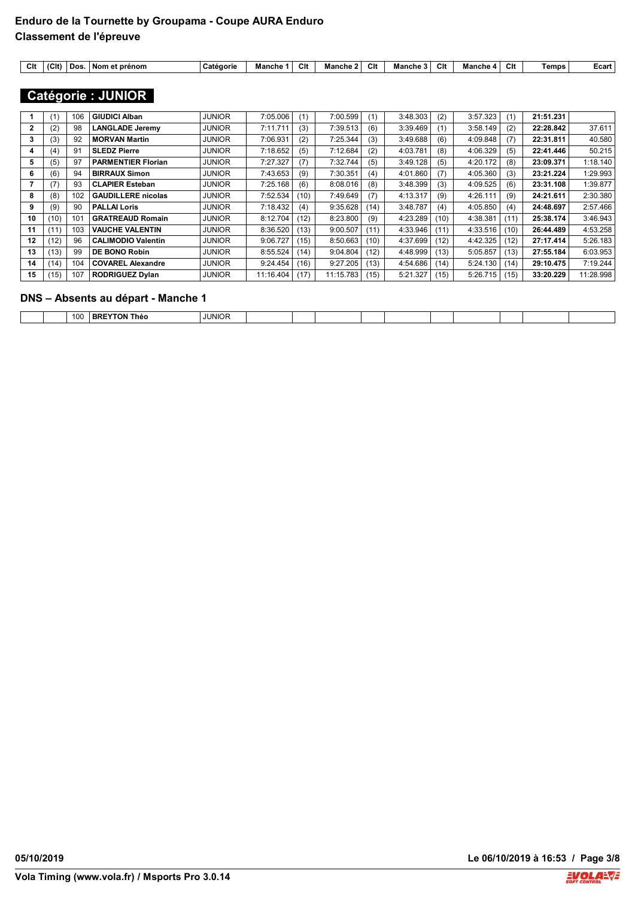# Enduro de la Tournette by Groupama - Coupe AURA Enduro

## Classement de l'épreuve

## Catégorie : JUNIOR

| Clt | (Clt) | Dos. | Nom et prénom | Catégorie | Manche 1 | Clt | Manche 2 | Clt | Manche 3 | Clt | Manche 4 | Clt | Temps | Ecart |
|---|---|---|---|---|---|---|---|---|---|---|---|---|---|---|
| 1 | (1) | 106 | **GIUDICI Alban** | JUNIOR | 7:05.006 | (1) | 7:00.599 | (1) | 3:48.303 | (2) | 3:57.323 | (1) | **21:51.231** | |
| 2 | (2) | 98 | **LANGLADE Jeremy** | JUNIOR | 7:11.711 | (3) | 7:39.513 | (6) | 3:39.469 | (1) | 3:58.149 | (2) | **22:28.842** | 37.611 |
| 3 | (3) | 92 | **MORVAN Martin** | JUNIOR | 7:06.931 | (2) | 7:25.344 | (3) | 3:49.688 | (6) | 4:09.848 | (7) | **22:31.811** | 40.580 |
| 4 | (4) | 91 | **SLEDZ Pierre** | JUNIOR | 7:18.652 | (5) | 7:12.684 | (2) | 4:03.781 | (8) | 4:06.329 | (5) | **22:41.446** | 50.215 |
| 5 | (5) | 97 | **PARMENTIER Florian** | JUNIOR | 7:27.327 | (7) | 7:32.744 | (5) | 3:49.128 | (5) | 4:20.172 | (8) | **23:09.371** | 1:18.140 |
| 6 | (6) | 94 | **BIRRAUX Simon** | JUNIOR | 7:43.653 | (9) | 7:30.351 | (4) | 4:01.860 | (7) | 4:05.360 | (3) | **23:21.224** | 1:29.993 |
| 7 | (7) | 93 | **CLAPIER Esteban** | JUNIOR | 7:25.168 | (6) | 8:08.016 | (8) | 3:48.399 | (3) | 4:09.525 | (6) | **23:31.108** | 1:39.877 |
| 8 | (8) | 102 | **GAUDILLERE nicolas** | JUNIOR | 7:52.534 | (10) | 7:49.649 | (7) | 4:13.317 | (9) | 4:26.111 | (9) | **24:21.611** | 2:30.380 |
| 9 | (9) | 90 | **PALLAI Loris** | JUNIOR | 7:18.432 | (4) | 9:35.628 | (14) | 3:48.787 | (4) | 4:05.850 | (4) | **24:48.697** | 2:57.466 |
| 10 | (10) | 101 | **GRATREAUD Romain** | JUNIOR | 8:12.704 | (12) | 8:23.800 | (9) | 4:23.289 | (10) | 4:38.381 | (11) | **25:38.174** | 3:46.943 |
| 11 | (11) | 103 | **VAUCHE VALENTIN** | JUNIOR | 8:36.520 | (13) | 9:00.507 | (11) | 4:33.946 | (11) | 4:33.516 | (10) | **26:44.489** | 4:53.258 |
| 12 | (12) | 96 | **CALIMODIO Valentin** | JUNIOR | 9:06.727 | (15) | 8:50.663 | (10) | 4:37.699 | (12) | 4:42.325 | (12) | **27:17.414** | 5:26.183 |
| 13 | (13) | 99 | **DE BONO Robin** | JUNIOR | 8:55.524 | (14) | 9:04.804 | (12) | 4:48.999 | (13) | 5:05.857 | (13) | **27:55.184** | 6:03.953 |
| 14 | (14) | 104 | **COVAREL Alexandre** | JUNIOR | 9:24.454 | (16) | 9:27.205 | (13) | 4:54.686 | (14) | 5:24.130 | (14) | **29:10.475** | 7:19.244 |
| 15 | (15) | 107 | **RODRIGUEZ Dylan** | JUNIOR | 11:16.404 | (17) | 11:15.783 | (15) | 5:21.327 | (15) | 5:26.715 | (15) | **33:20.229** | 11:28.998 |

### DNS – Absents au départ - Manche 1

| Clt | (Clt) | Dos. | Nom et prénom | Catégorie | Manche 1 | Clt | Manche 2 | Clt | Manche 3 | Clt | Manche 4 | Clt | Temps | Ecart |
|---|---|---|---|---|---|---|---|---|---|---|---|---|---|---|
| | | 100 | **BREYTON Théo** | JUNIOR | | | | | | | | | | |

05/10/2019

Le 06/10/2019 à 16:53

Vola Timing (www.vola.fr) / Msports Pro 3.0.14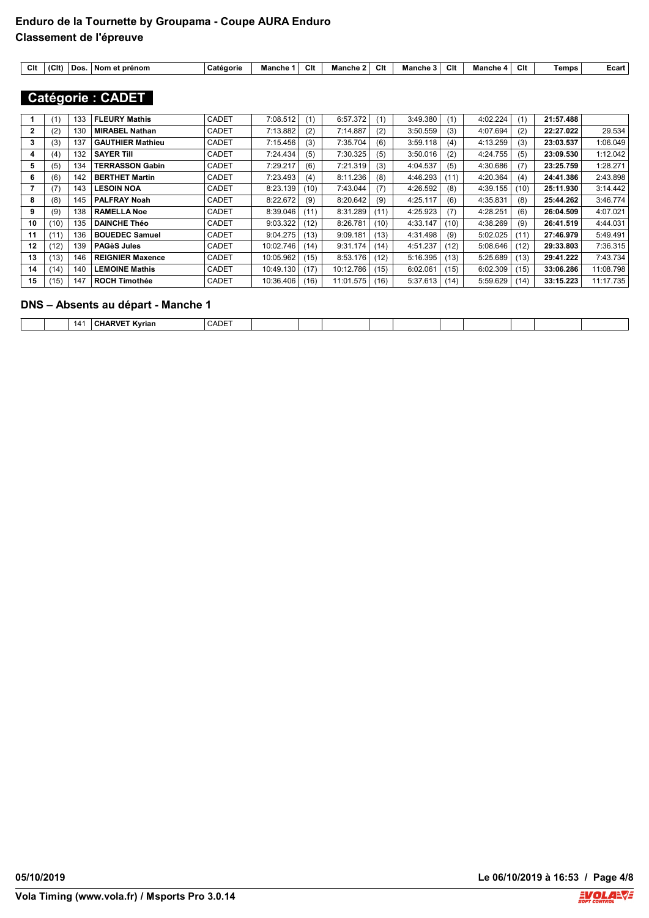# Enduro de la Tournette by Groupama - Coupe AURA Enduro

## Classement de l'épreuve

## Catégorie : CADET

| Clt | (Clt) | Dos. | Nom et prénom | Catégorie | Manche 1 | Clt | Manche 2 | Clt | Manche 3 | Clt | Manche 4 | Clt | Temps | Ecart |
|---|---|---|---|---|---|---|---|---|---|---|---|---|---|---|
| 1 | (1) | 133 | **FLEURY Mathis** | CADET | 7:08.512 | (1) | 6:57.372 | (1) | 3:49.380 | (1) | 4:02.224 | (1) | **21:57.488** | |
| 2 | (2) | 130 | **MIRABEL Nathan** | CADET | 7:13.882 | (2) | 7:14.887 | (2) | 3:50.559 | (3) | 4:07.694 | (2) | **22:27.022** | 29.534 |
| 3 | (3) | 137 | **GAUTHIER Mathieu** | CADET | 7:15.456 | (3) | 7:35.704 | (6) | 3:59.118 | (4) | 4:13.259 | (3) | **23:03.537** | 1:06.049 |
| 4 | (4) | 132 | **SAYER Till** | CADET | 7:24.434 | (5) | 7:30.325 | (5) | 3:50.016 | (2) | 4:24.755 | (5) | **23:09.530** | 1:12.042 |
| 5 | (5) | 134 | **TERRASSON Gabin** | CADET | 7:29.217 | (6) | 7:21.319 | (3) | 4:04.537 | (5) | 4:30.686 | (7) | **23:25.759** | 1:28.271 |
| 6 | (6) | 142 | **BERTHET Martin** | CADET | 7:23.493 | (4) | 8:11.236 | (8) | 4:46.293 | (11) | 4:20.364 | (4) | **24:41.386** | 2:43.898 |
| 7 | (7) | 143 | **LESOIN NOA** | CADET | 8:23.139 | (10) | 7:43.044 | (7) | 4:26.592 | (8) | 4:39.155 | (10) | **25:11.930** | 3:14.442 |
| 8 | (8) | 145 | **PALFRAY Noah** | CADET | 8:22.672 | (9) | 8:20.642 | (9) | 4:25.117 | (6) | 4:35.831 | (8) | **25:44.262** | 3:46.774 |
| 9 | (9) | 138 | **RAMELLA Noe** | CADET | 8:39.046 | (11) | 8:31.289 | (11) | 4:25.923 | (7) | 4:28.251 | (6) | **26:04.509** | 4:07.021 |
| 10 | (10) | 135 | **DAINCHE Théo** | CADET | 9:03.322 | (12) | 8:26.781 | (10) | 4:33.147 | (10) | 4:38.269 | (9) | **26:41.519** | 4:44.031 |
| 11 | (11) | 136 | **BOUEDEC Samuel** | CADET | 9:04.275 | (13) | 9:09.181 | (13) | 4:31.498 | (9) | 5:02.025 | (11) | **27:46.979** | 5:49.491 |
| 12 | (12) | 139 | **PAGèS Jules** | CADET | 10:02.746 | (14) | 9:31.174 | (14) | 4:51.237 | (12) | 5:08.646 | (12) | **29:33.803** | 7:36.315 |
| 13 | (13) | 146 | **REIGNIER Maxence** | CADET | 10:05.962 | (15) | 8:53.176 | (12) | 5:16.395 | (13) | 5:25.689 | (13) | **29:41.222** | 7:43.734 |
| 14 | (14) | 140 | **LEMOINE Mathis** | CADET | 10:49.130 | (17) | 10:12.786 | (15) | 6:02.061 | (15) | 6:02.309 | (15) | **33:06.286** | 11:08.798 |
| 15 | (15) | 147 | **ROCH Timothée** | CADET | 10:36.406 | (16) | 11:01.575 | (16) | 5:37.613 | (14) | 5:59.629 | (14) | **33:15.223** | 11:17.735 |

### DNS – Absents au départ - Manche 1

| Clt | (Clt) | Dos. | Nom et prénom | Catégorie | Manche 1 | Clt | Manche 2 | Clt | Manche 3 | Clt | Manche 4 | Clt | Temps | Ecart |
|---|---|---|---|---|---|---|---|---|---|---|---|---|---|---|
| | | 141 | **CHARVET Kyrian** | CADET | | | | | | | | | | |

05/10/2019

Vola Timing (www.vola.fr) / Msports Pro 3.0.14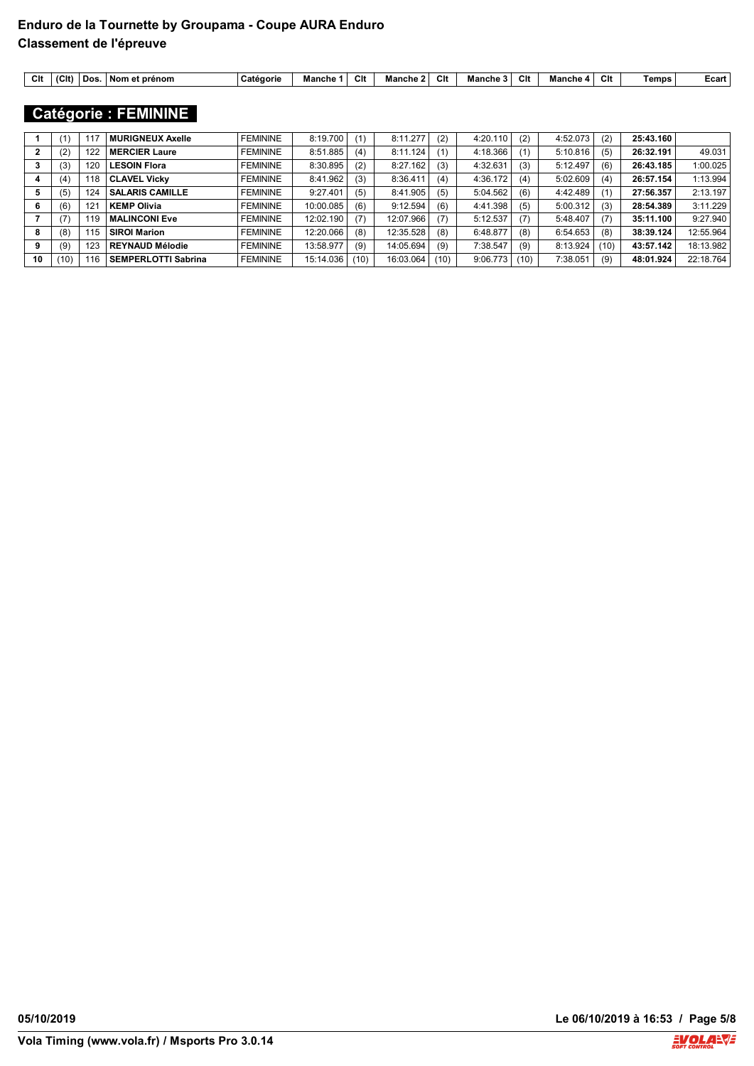# Enduro de la Tournette by Groupama - Coupe AURA Enduro

## Classement de l'épreuve

## Catégorie : FEMININE

| Clt | (Clt) | Dos. | Nom et prénom | Catégorie | Manche 1 | Clt | Manche 2 | Clt | Manche 3 | Clt | Manche 4 | Clt | Temps | Ecart |
|---|---|---|---|---|---|---|---|---|---|---|---|---|---|---|
| 1 | (1) | 117 | MURIGNEUX Axelle | FEMININE | 8:19.700 | (1) | 8:11.277 | (2) | 4:20.110 | (2) | 4:52.073 | (2) | **25:43.160** | |
| 2 | (2) | 122 | MERCIER Laure | FEMININE | 8:51.885 | (4) | 8:11.124 | (1) | 4:18.366 | (1) | 5:10.816 | (5) | **26:32.191** | 49.031 |
| 3 | (3) | 120 | LESOIN Flora | FEMININE | 8:30.895 | (2) | 8:27.162 | (3) | 4:32.631 | (3) | 5:12.497 | (6) | **26:43.185** | 1:00.025 |
| 4 | (4) | 118 | CLAVEL Vicky | FEMININE | 8:41.962 | (3) | 8:36.411 | (4) | 4:36.172 | (4) | 5:02.609 | (4) | **26:57.154** | 1:13.994 |
| 5 | (5) | 124 | SALARIS CAMILLE | FEMININE | 9:27.401 | (5) | 8:41.905 | (5) | 5:04.562 | (6) | 4:42.489 | (1) | **27:56.357** | 2:13.197 |
| 6 | (6) | 121 | KEMP Olivia | FEMININE | 10:00.085 | (6) | 9:12.594 | (6) | 4:41.398 | (5) | 5:00.312 | (3) | **28:54.389** | 3:11.229 |
| 7 | (7) | 119 | MALINCONI Eve | FEMININE | 12:02.190 | (7) | 12:07.966 | (7) | 5:12.537 | (7) | 5:48.407 | (7) | **35:11.100** | 9:27.940 |
| 8 | (8) | 115 | SIROI Marion | FEMININE | 12:20.066 | (8) | 12:35.528 | (8) | 6:48.877 | (8) | 6:54.653 | (8) | **38:39.124** | 12:55.964 |
| 9 | (9) | 123 | REYNAUD Mélodie | FEMININE | 13:58.977 | (9) | 14:05.694 | (9) | 7:38.547 | (9) | 8:13.924 | (10) | **43:57.142** | 18:13.982 |
| 10 | (10) | 116 | SEMPERLOTTI Sabrina | FEMININE | 15:14.036 | (10) | 16:03.064 | (10) | 9:06.773 | (10) | 7:38.051 | (9) | **48:01.924** | 22:18.764 |

05/10/2019 — Le 06/10/2019 à 16:53

Vola Timing (www.vola.fr) / Msports Pro 3.0.14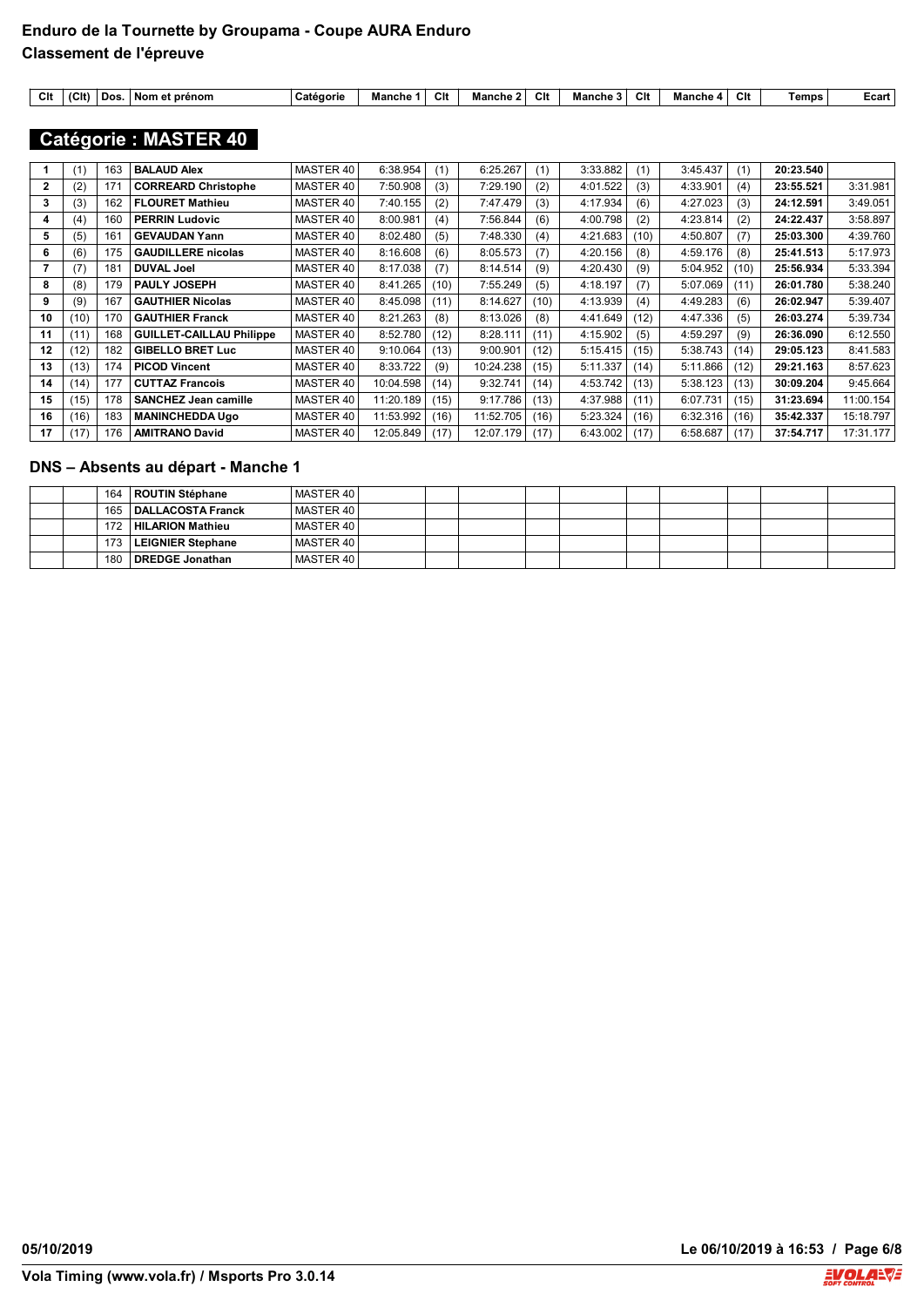# Enduro de la Tournette by Groupama - Coupe AURA Enduro

## Classement de l'épreuve

## Catégorie : MASTER 40

| Clt | (Clt) | Dos. | Nom et prénom | Catégorie | Manche 1 | Clt | Manche 2 | Clt | Manche 3 | Clt | Manche 4 | Clt | Temps | Ecart |
|---|---|---|---|---|---|---|---|---|---|---|---|---|---|---|
| 1 | (1) | 163 | **BALAUD Alex** | MASTER 40 | 6:38.954 | (1) | 6:25.267 | (1) | 3:33.882 | (1) | 3:45.437 | (1) | **20:23.540** | |
| 2 | (2) | 171 | **CORREARD Christophe** | MASTER 40 | 7:50.908 | (3) | 7:29.190 | (2) | 4:01.522 | (3) | 4:33.901 | (4) | **23:55.521** | 3:31.981 |
| 3 | (3) | 162 | **FLOURET Mathieu** | MASTER 40 | 7:40.155 | (2) | 7:47.479 | (3) | 4:17.934 | (6) | 4:27.023 | (3) | **24:12.591** | 3:49.051 |
| 4 | (4) | 160 | **PERRIN Ludovic** | MASTER 40 | 8:00.981 | (4) | 7:56.844 | (6) | 4:00.798 | (2) | 4:23.814 | (2) | **24:22.437** | 3:58.897 |
| 5 | (5) | 161 | **GEVAUDAN Yann** | MASTER 40 | 8:02.480 | (5) | 7:48.330 | (4) | 4:21.683 | (10) | 4:50.807 | (7) | **25:03.300** | 4:39.760 |
| 6 | (6) | 175 | **GAUDILLERE nicolas** | MASTER 40 | 8:16.608 | (6) | 8:05.573 | (7) | 4:20.156 | (8) | 4:59.176 | (8) | **25:41.513** | 5:17.973 |
| 7 | (7) | 181 | **DUVAL Joel** | MASTER 40 | 8:17.038 | (7) | 8:14.514 | (9) | 4:20.430 | (9) | 5:04.952 | (10) | **25:56.934** | 5:33.394 |
| 8 | (8) | 179 | **PAULY JOSEPH** | MASTER 40 | 8:41.265 | (10) | 7:55.249 | (5) | 4:18.197 | (7) | 5:07.069 | (11) | **26:01.780** | 5:38.240 |
| 9 | (9) | 167 | **GAUTHIER Nicolas** | MASTER 40 | 8:45.098 | (11) | 8:14.627 | (10) | 4:13.939 | (4) | 4:49.283 | (6) | **26:02.947** | 5:39.407 |
| 10 | (10) | 170 | **GAUTHIER Franck** | MASTER 40 | 8:21.263 | (8) | 8:13.026 | (8) | 4:41.649 | (12) | 4:47.336 | (5) | **26:03.274** | 5:39.734 |
| 11 | (11) | 168 | **GUILLET-CAILLAU Philippe** | MASTER 40 | 8:52.780 | (12) | 8:28.111 | (11) | 4:15.902 | (5) | 4:59.297 | (9) | **26:36.090** | 6:12.550 |
| 12 | (12) | 182 | **GIBELLO BRET Luc** | MASTER 40 | 9:10.064 | (13) | 9:00.901 | (12) | 5:15.415 | (15) | 5:38.743 | (14) | **29:05.123** | 8:41.583 |
| 13 | (13) | 174 | **PICOD Vincent** | MASTER 40 | 8:33.722 | (9) | 10:24.238 | (15) | 5:11.337 | (14) | 5:11.866 | (12) | **29:21.163** | 8:57.623 |
| 14 | (14) | 177 | **CUTTAZ Francois** | MASTER 40 | 10:04.598 | (14) | 9:32.741 | (14) | 4:53.742 | (13) | 5:38.123 | (13) | **30:09.204** | 9:45.664 |
| 15 | (15) | 178 | **SANCHEZ Jean camille** | MASTER 40 | 11:20.189 | (15) | 9:17.786 | (13) | 4:37.988 | (11) | 6:07.731 | (15) | **31:23.694** | 11:00.154 |
| 16 | (16) | 183 | **MANINCHEDDA Ugo** | MASTER 40 | 11:53.992 | (16) | 11:52.705 | (16) | 5:23.324 | (16) | 6:32.316 | (16) | **35:42.337** | 15:18.797 |
| 17 | (17) | 176 | **AMITRANO David** | MASTER 40 | 12:05.849 | (17) | 12:07.179 | (17) | 6:43.002 | (17) | 6:58.687 | (17) | **37:54.717** | 17:31.177 |

## DNS – Absents au départ - Manche 1

| Clt | (Clt) | Dos. | Nom et prénom | Catégorie | Manche 1 | Clt | Manche 2 | Clt | Manche 3 | Clt | Manche 4 | Clt | Temps | Ecart |
|---|---|---|---|---|---|---|---|---|---|---|---|---|---|---|
| | | 164 | **ROUTIN Stéphane** | MASTER 40 | | | | | | | | | | |
| | | 165 | **DALLACOSTA Franck** | MASTER 40 | | | | | | | | | | |
| | | 172 | **HILARION Mathieu** | MASTER 40 | | | | | | | | | | |
| | | 173 | **LEIGNIER Stephane** | MASTER 40 | | | | | | | | | | |
| | | 180 | **DREDGE Jonathan** | MASTER 40 | | | | | | | | | | |

05/10/2019 — Le 06/10/2019 à 16:53

Vola Timing (www.vola.fr) / Msports Pro 3.0.14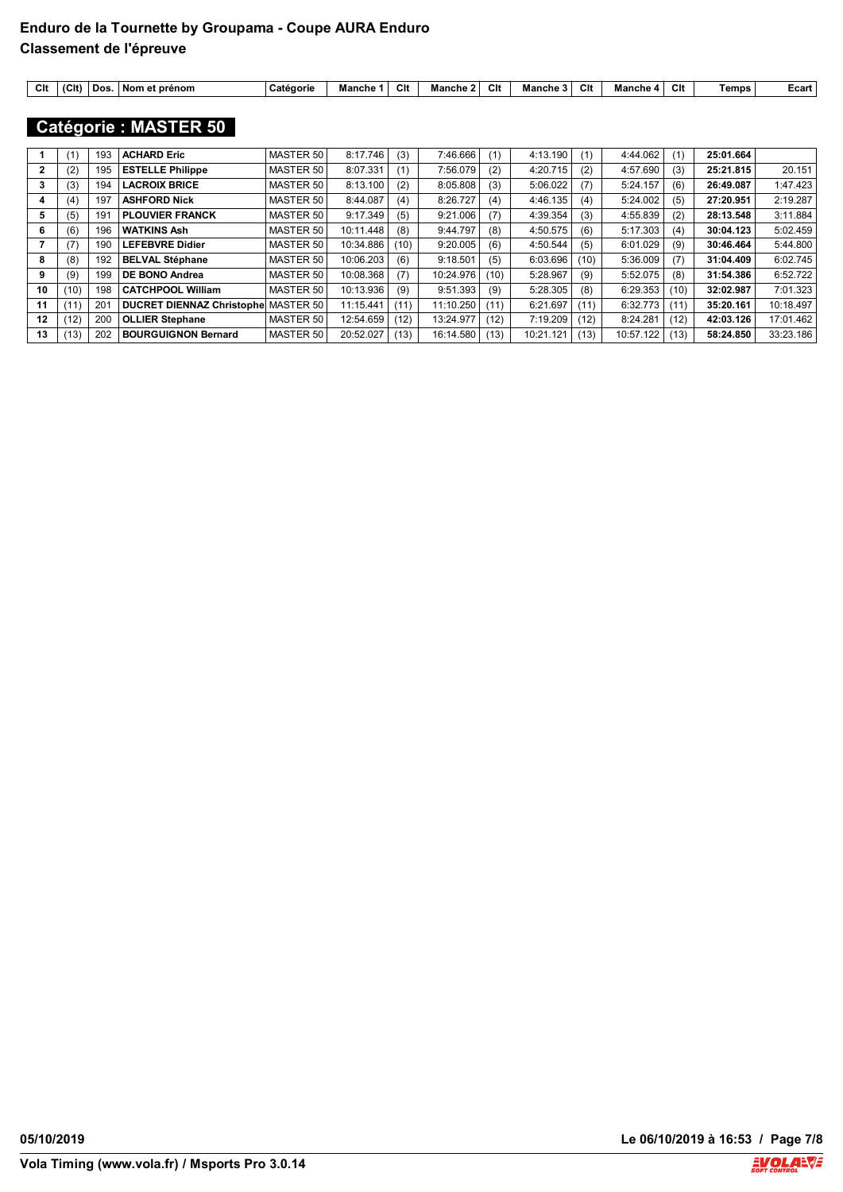# Enduro de la Tournette by Groupama - Coupe AURA Enduro

## Classement de l'épreuve

## Catégorie : MASTER 50

| Clt | (Clt) | Dos. | Nom et prénom | Catégorie | Manche 1 | Clt | Manche 2 | Clt | Manche 3 | Clt | Manche 4 | Clt | Temps | Ecart |
|---|---|---|---|---|---|---|---|---|---|---|---|---|---|---|
| **1** | (1) | 193 | **ACHARD Eric** | MASTER 50 | 8:17.746 | (3) | 7:46.666 | (1) | 4:13.190 | (1) | 4:44.062 | (1) | **25:01.664** | |
| **2** | (2) | 195 | **ESTELLE Philippe** | MASTER 50 | 8:07.331 | (1) | 7:56.079 | (2) | 4:20.715 | (2) | 4:57.690 | (3) | **25:21.815** | 20.151 |
| **3** | (3) | 194 | **LACROIX BRICE** | MASTER 50 | 8:13.100 | (2) | 8:05.808 | (3) | 5:06.022 | (7) | 5:24.157 | (6) | **26:49.087** | 1:47.423 |
| **4** | (4) | 197 | **ASHFORD Nick** | MASTER 50 | 8:44.087 | (4) | 8:26.727 | (4) | 4:46.135 | (4) | 5:24.002 | (5) | **27:20.951** | 2:19.287 |
| **5** | (5) | 191 | **PLOUVIER FRANCK** | MASTER 50 | 9:17.349 | (5) | 9:21.006 | (7) | 4:39.354 | (3) | 4:55.839 | (2) | **28:13.548** | 3:11.884 |
| **6** | (6) | 196 | **WATKINS Ash** | MASTER 50 | 10:11.448 | (8) | 9:44.797 | (8) | 4:50.575 | (6) | 5:17.303 | (4) | **30:04.123** | 5:02.459 |
| **7** | (7) | 190 | **LEFEBVRE Didier** | MASTER 50 | 10:34.886 | (10) | 9:20.005 | (6) | 4:50.544 | (5) | 6:01.029 | (9) | **30:46.464** | 5:44.800 |
| **8** | (8) | 192 | **BELVAL Stéphane** | MASTER 50 | 10:06.203 | (6) | 9:18.501 | (5) | 6:03.696 | (10) | 5:36.009 | (7) | **31:04.409** | 6:02.745 |
| **9** | (9) | 199 | **DE BONO Andrea** | MASTER 50 | 10:08.368 | (7) | 10:24.976 | (10) | 5:28.967 | (9) | 5:52.075 | (8) | **31:54.386** | 6:52.722 |
| **10** | (10) | 198 | **CATCHPOOL William** | MASTER 50 | 10:13.936 | (9) | 9:51.393 | (9) | 5:28.305 | (8) | 6:29.353 | (10) | **32:02.987** | 7:01.323 |
| **11** | (11) | 201 | **DUCRET DIENNAZ Christophe** | MASTER 50 | 11:15.441 | (11) | 11:10.250 | (11) | 6:21.697 | (11) | 6:32.773 | (11) | **35:20.161** | 10:18.497 |
| **12** | (12) | 200 | **OLLIER Stephane** | MASTER 50 | 12:54.659 | (12) | 13:24.977 | (12) | 7:19.209 | (12) | 8:24.281 | (12) | **42:03.126** | 17:01.462 |
| **13** | (13) | 202 | **BOURGUIGNON Bernard** | MASTER 50 | 20:52.027 | (13) | 16:14.580 | (13) | 10:21.121 | (13) | 10:57.122 | (13) | **58:24.850** | 33:23.186 |

**05/10/2019** **Le 06/10/2019 à 16:53**

**Vola Timing (www.vola.fr) / Msports Pro 3.0.14**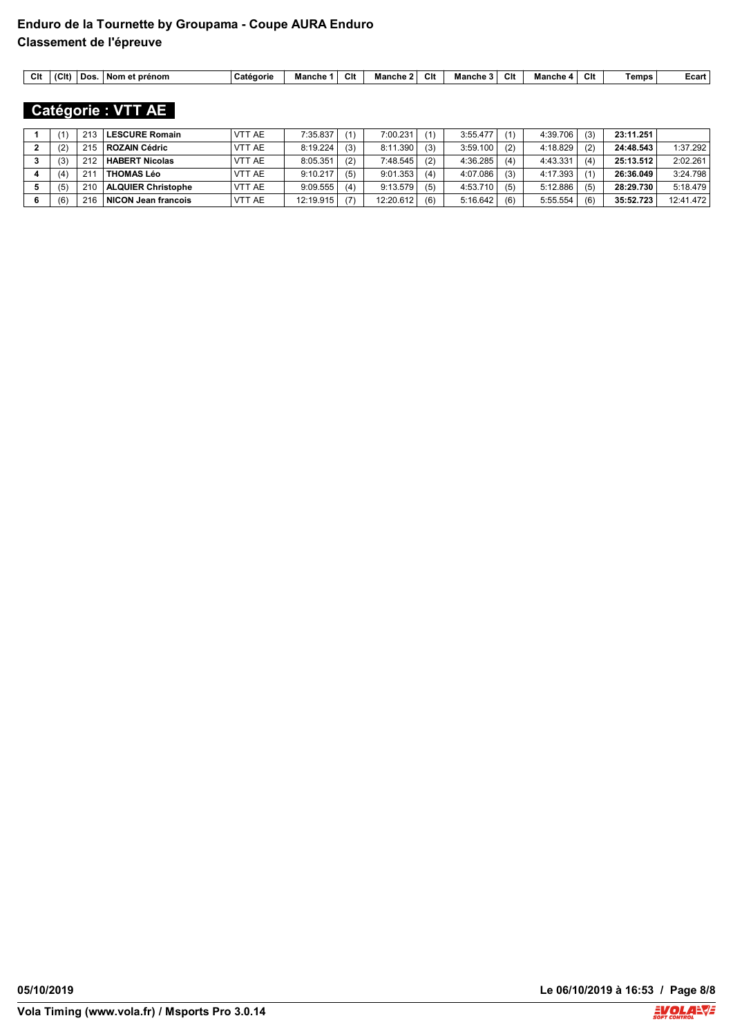# Enduro de la Tournette by Groupama - Coupe AURA Enduro

## Classement de l'épreuve

### Catégorie : VTT AE

| Clt | (Clt) | Dos. | Nom et prénom | Catégorie | Manche 1 | Clt | Manche 2 | Clt | Manche 3 | Clt | Manche 4 | Clt | Temps | Ecart |
|---|---|---|---|---|---|---|---|---|---|---|---|---|---|---|
| **1** | (1) | 213 | **LESCURE Romain** | VTT AE | 7:35.837 | (1) | 7:00.231 | (1) | 3:55.477 | (1) | 4:39.706 | (3) | **23:11.251** | |
| **2** | (2) | 215 | **ROZAIN Cédric** | VTT AE | 8:19.224 | (3) | 8:11.390 | (3) | 3:59.100 | (2) | 4:18.829 | (2) | **24:48.543** | 1:37.292 |
| **3** | (3) | 212 | **HABERT Nicolas** | VTT AE | 8:05.351 | (2) | 7:48.545 | (2) | 4:36.285 | (4) | 4:43.331 | (4) | **25:13.512** | 2:02.261 |
| **4** | (4) | 211 | **THOMAS Léo** | VTT AE | 9:10.217 | (5) | 9:01.353 | (4) | 4:07.086 | (3) | 4:17.393 | (1) | **26:36.049** | 3:24.798 |
| **5** | (5) | 210 | **ALQUIER Christophe** | VTT AE | 9:09.555 | (4) | 9:13.579 | (5) | 4:53.710 | (5) | 5:12.886 | (5) | **28:29.730** | 5:18.479 |
| **6** | (6) | 216 | **NICON Jean francois** | VTT AE | 12:19.915 | (7) | 12:20.612 | (6) | 5:16.642 | (6) | 5:55.554 | (6) | **35:52.723** | 12:41.472 |

05/10/2019 — Le 06/10/2019 à 16:53

Vola Timing (www.vola.fr) / Msports Pro 3.0.14